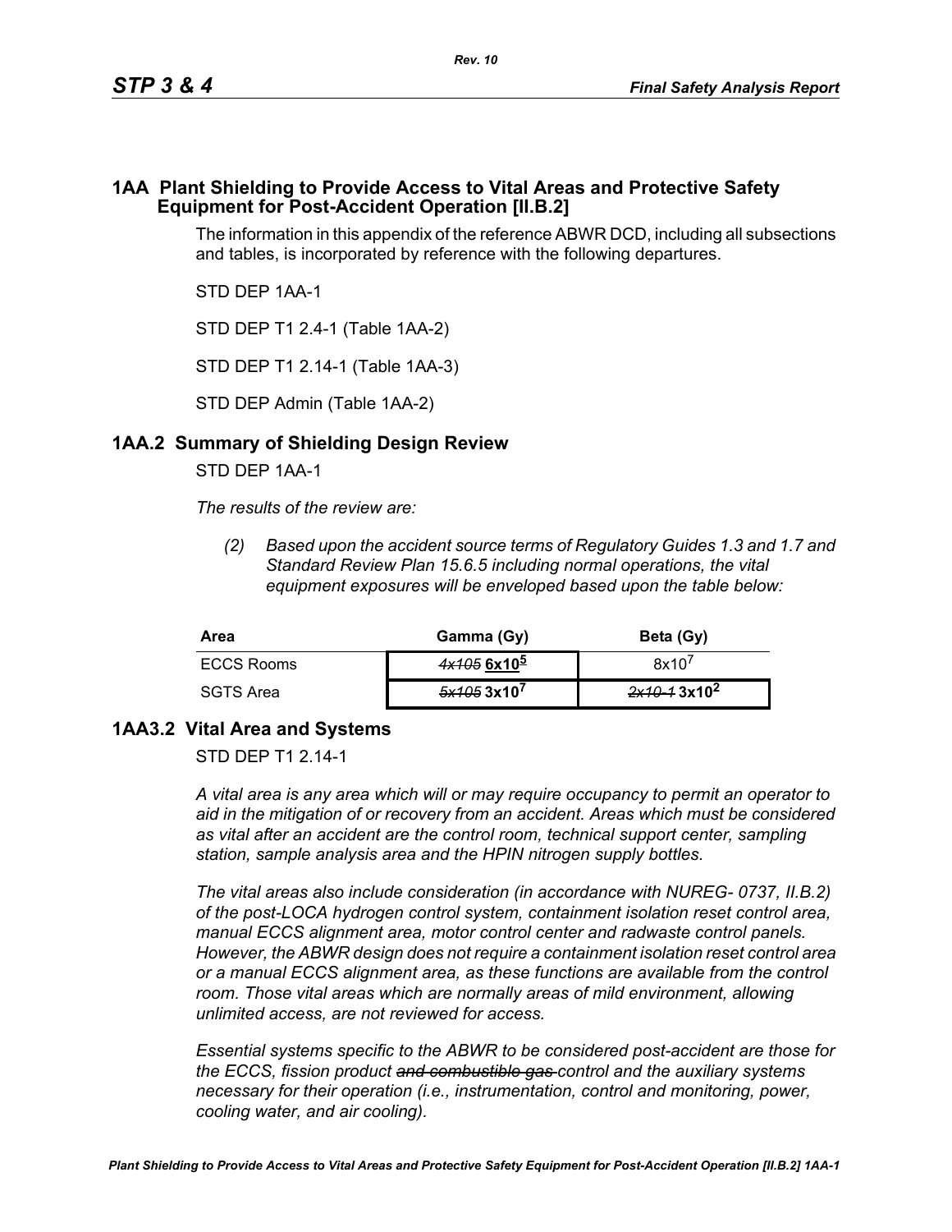# 1AA Plant Shielding to Provide Access to Vital Areas and Protective Safety Equipment for Post-Accident Operation [II.B.2]

The information in this appendix of the reference ABWR DCD, including all subsections and tables, is incorporated by reference with the following departures.

STD DEP 1AA-1

STD DEP T1 2.4-1 (Table 1AA-2)

STD DEP T1 2.14-1 (Table 1AA-3)

STD DEP Admin (Table 1AA-2)

## 1AA.2 Summary of Shielding Design Review

STD DEP 1AA-1

*The results of the review are:*

*(2) Based upon the accident source terms of Regulatory Guides 1.3 and 1.7 and Standard Review Plan 15.6.5 including normal operations, the vital equipment exposures will be enveloped based upon the table below:*

| Area | Gamma (Gy) | Beta (Gy) |
|---|---|---|
| ECCS Rooms | ~~*4x105*~~ **$6x10^5$** | $8x10^7$ |
| SGTS Area | ~~*5x105*~~ **$3x10^7$** | ~~*2x10-1*~~ **$3x10^2$** |

## 1AA3.2 Vital Area and Systems

STD DEP T1 2.14-1

*A vital area is any area which will or may require occupancy to permit an operator to aid in the mitigation of or recovery from an accident. Areas which must be considered as vital after an accident are the control room, technical support center, sampling station, sample analysis area and the HPIN nitrogen supply bottles.*

*The vital areas also include consideration (in accordance with NUREG- 0737, II.B.2) of the post-LOCA hydrogen control system, containment isolation reset control area, manual ECCS alignment area, motor control center and radwaste control panels. However, the ABWR design does not require a containment isolation reset control area or a manual ECCS alignment area, as these functions are available from the control room. Those vital areas which are normally areas of mild environment, allowing unlimited access, are not reviewed for access.*

*Essential systems specific to the ABWR to be considered post-accident are those for the ECCS, fission product ~~and combustible gas~~ control and the auxiliary systems necessary for their operation (i.e., instrumentation, control and monitoring, power, cooling water, and air cooling).*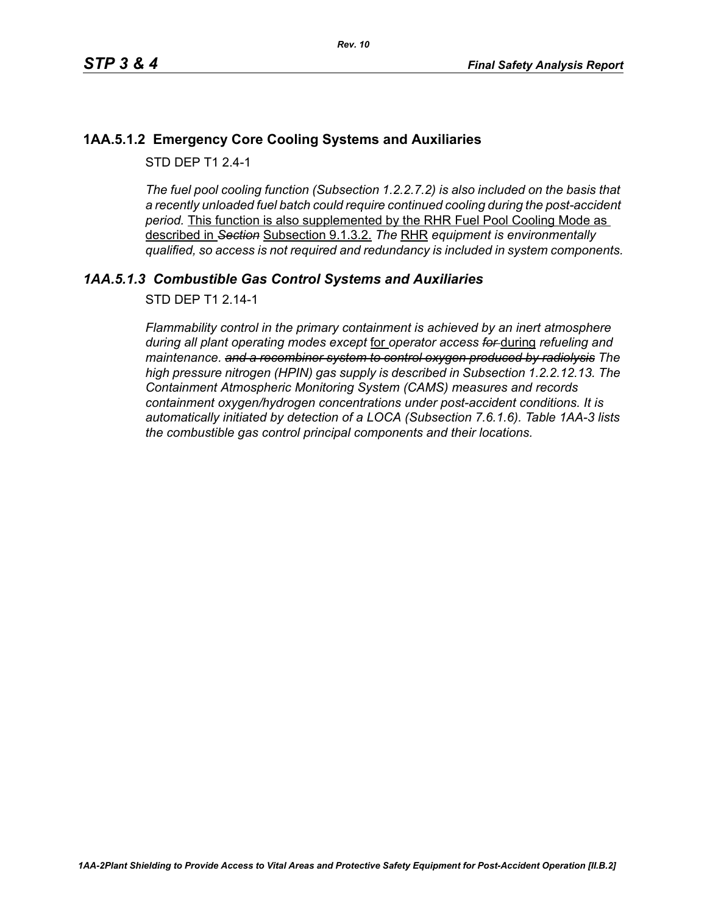### 1AA.5.1.2 Emergency Core Cooling Systems and Auxiliaries

STD DEP T1 2.4-1

*The fuel pool cooling function (Subsection 1.2.2.7.2) is also included on the basis that a recently unloaded fuel batch could require continued cooling during the post-accident period.* This function is also supplemented by the RHR Fuel Pool Cooling Mode as described in ~~*Section*~~ Subsection 9.1.3.2. *The* RHR *equipment is environmentally qualified, so access is not required and redundancy is included in system components.*

### *1AA.5.1.3 Combustible Gas Control Systems and Auxiliaries*

STD DEP T1 2.14-1

*Flammability control in the primary containment is achieved by an inert atmosphere during all plant operating modes except* for *operator access* ~~*for*~~ during *refueling and maintenance.* ~~*and a recombiner system to control oxygen produced by radiolysis*~~ *The high pressure nitrogen (HPIN) gas supply is described in Subsection 1.2.2.12.13. The Containment Atmospheric Monitoring System (CAMS) measures and records containment oxygen/hydrogen concentrations under post-accident conditions. It is automatically initiated by detection of a LOCA (Subsection 7.6.1.6). Table 1AA-3 lists the combustible gas control principal components and their locations.*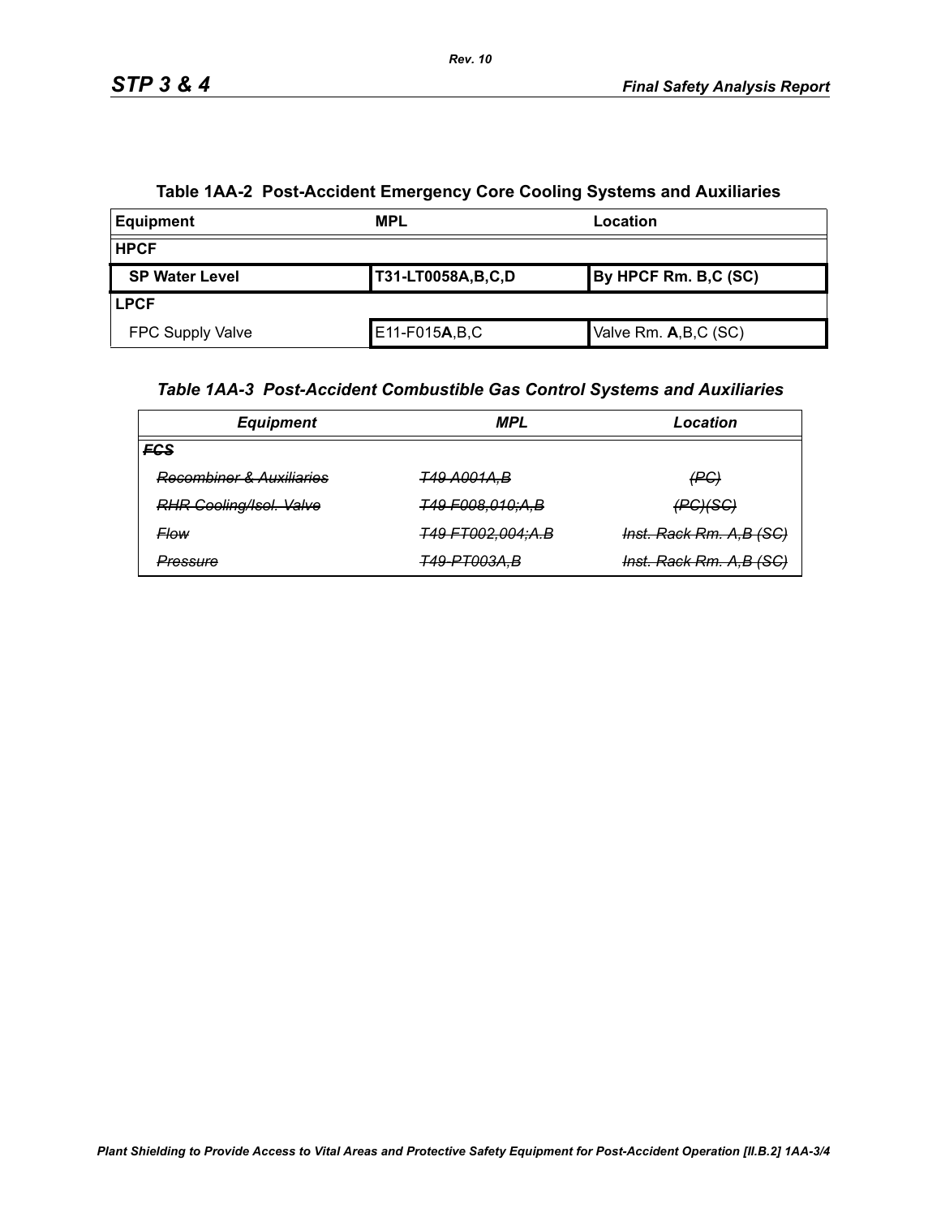**Table 1AA-2 Post-Accident Emergency Core Cooling Systems and Auxiliaries**

| Equipment | MPL | Location |
|---|---|---|
| **HPCF** | | |
| **SP Water Level** | **T31-LT0058A,B,C,D** | **By HPCF Rm. B,C (SC)** |
| **LPCF** | | |
| FPC Supply Valve | E11-F015**A**,B,C | Valve Rm. **A**,B,C (SC) |

***Table 1AA-3 Post-Accident Combustible Gas Control Systems and Auxiliaries***

| *Equipment* | *MPL* | *Location* |
|---|---|---|
| ~~*FCS*~~ | | |
| ~~*Recombiner & Auxiliaries*~~ | ~~*T49-A001A,B*~~ | ~~*(PC)*~~ |
| ~~*RHR Cooling/Isol. Valve*~~ | ~~*T49-F008,010;A,B*~~ | ~~*(PC)(SC)*~~ |
| ~~*Flow*~~ | ~~*T49-FT002,004;A.B*~~ | ~~*Inst. Rack Rm. A,B (SC)*~~ |
| ~~*Pressure*~~ | ~~*T49-PT003A,B*~~ | ~~*Inst. Rack Rm. A,B (SC)*~~ |